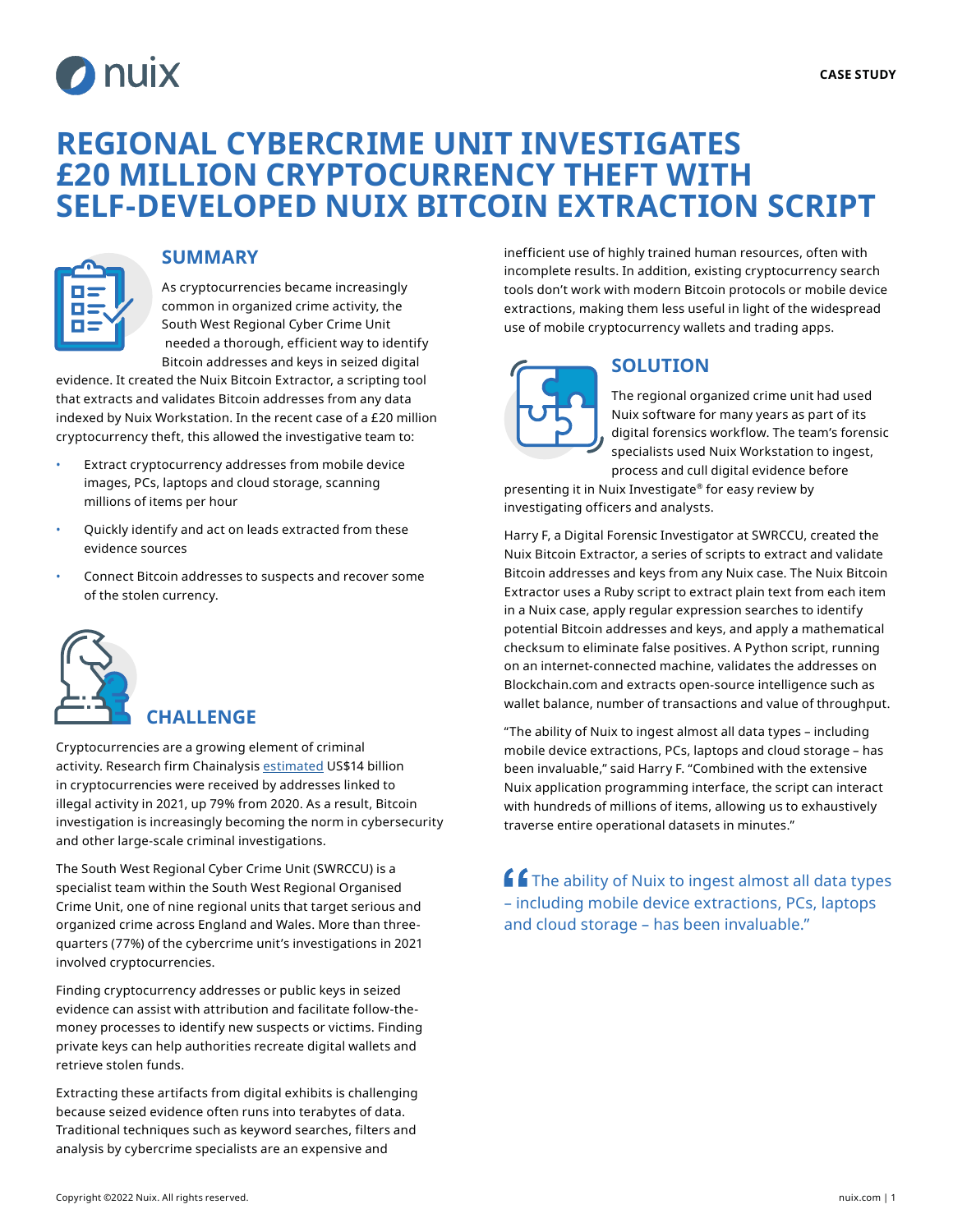CASE STUDY

# REGIONAL CYBERCRIME UNIT INVESTIGATES £20 MILLION CRYPTOCURRENCY THEFT WITH SELF-DEVELOPED NUIX BITCOIN EXTRACTION SCRIPT

## SUMMARY

As cryptocurrencies became increasingly common in organized crime activity, the South West Regional Cyber Crime Unit needed a thorough, efficient way to identify Bitcoin addresses and keys in seized digital evidence. It created the Nuix Bitcoin Extractor, a scripting tool that extracts and validates Bitcoin addresses from any data indexed by Nuix Workstation. In the recent case of a £20 million cryptocurrency theft, this allowed the investigative team to:

- Extract cryptocurrency addresses from mobile device images, PCs, laptops and cloud storage, scanning millions of items per hour
- Quickly identify and act on leads extracted from these evidence sources
- Connect Bitcoin addresses to suspects and recover some of the stolen currency.

## CHALLENGE

Cryptocurrencies are a growing element of criminal activity. Research firm Chainalysis estimated US$14 billion in cryptocurrencies were received by addresses linked to illegal activity in 2021, up 79% from 2020. As a result, Bitcoin investigation is increasingly becoming the norm in cybersecurity and other large-scale criminal investigations.

The South West Regional Cyber Crime Unit (SWRCCU) is a specialist team within the South West Regional Organised Crime Unit, one of nine regional units that target serious and organized crime across England and Wales. More than three-quarters (77%) of the cybercrime unit's investigations in 2021 involved cryptocurrencies.

Finding cryptocurrency addresses or public keys in seized evidence can assist with attribution and facilitate follow-the-money processes to identify new suspects or victims. Finding private keys can help authorities recreate digital wallets and retrieve stolen funds.

Extracting these artifacts from digital exhibits is challenging because seized evidence often runs into terabytes of data. Traditional techniques such as keyword searches, filters and analysis by cybercrime specialists are an expensive and inefficient use of highly trained human resources, often with incomplete results. In addition, existing cryptocurrency search tools don't work with modern Bitcoin protocols or mobile device extractions, making them less useful in light of the widespread use of mobile cryptocurrency wallets and trading apps.

## SOLUTION

The regional organized crime unit had used Nuix software for many years as part of its digital forensics workflow. The team's forensic specialists used Nuix Workstation to ingest, process and cull digital evidence before presenting it in Nuix Investigate® for easy review by investigating officers and analysts.

Harry F, a Digital Forensic Investigator at SWRCCU, created the Nuix Bitcoin Extractor, a series of scripts to extract and validate Bitcoin addresses and keys from any Nuix case. The Nuix Bitcoin Extractor uses a Ruby script to extract plain text from each item in a Nuix case, apply regular expression searches to identify potential Bitcoin addresses and keys, and apply a mathematical checksum to eliminate false positives. A Python script, running on an internet-connected machine, validates the addresses on Blockchain.com and extracts open-source intelligence such as wallet balance, number of transactions and value of throughput.

"The ability of Nuix to ingest almost all data types – including mobile device extractions, PCs, laptops and cloud storage – has been invaluable," said Harry F. "Combined with the extensive Nuix application programming interface, the script can interact with hundreds of millions of items, allowing us to exhaustively traverse entire operational datasets in minutes."

> "The ability of Nuix to ingest almost all data types – including mobile device extractions, PCs, laptops and cloud storage – has been invaluable."

Copyright ©2022 Nuix. All rights reserved.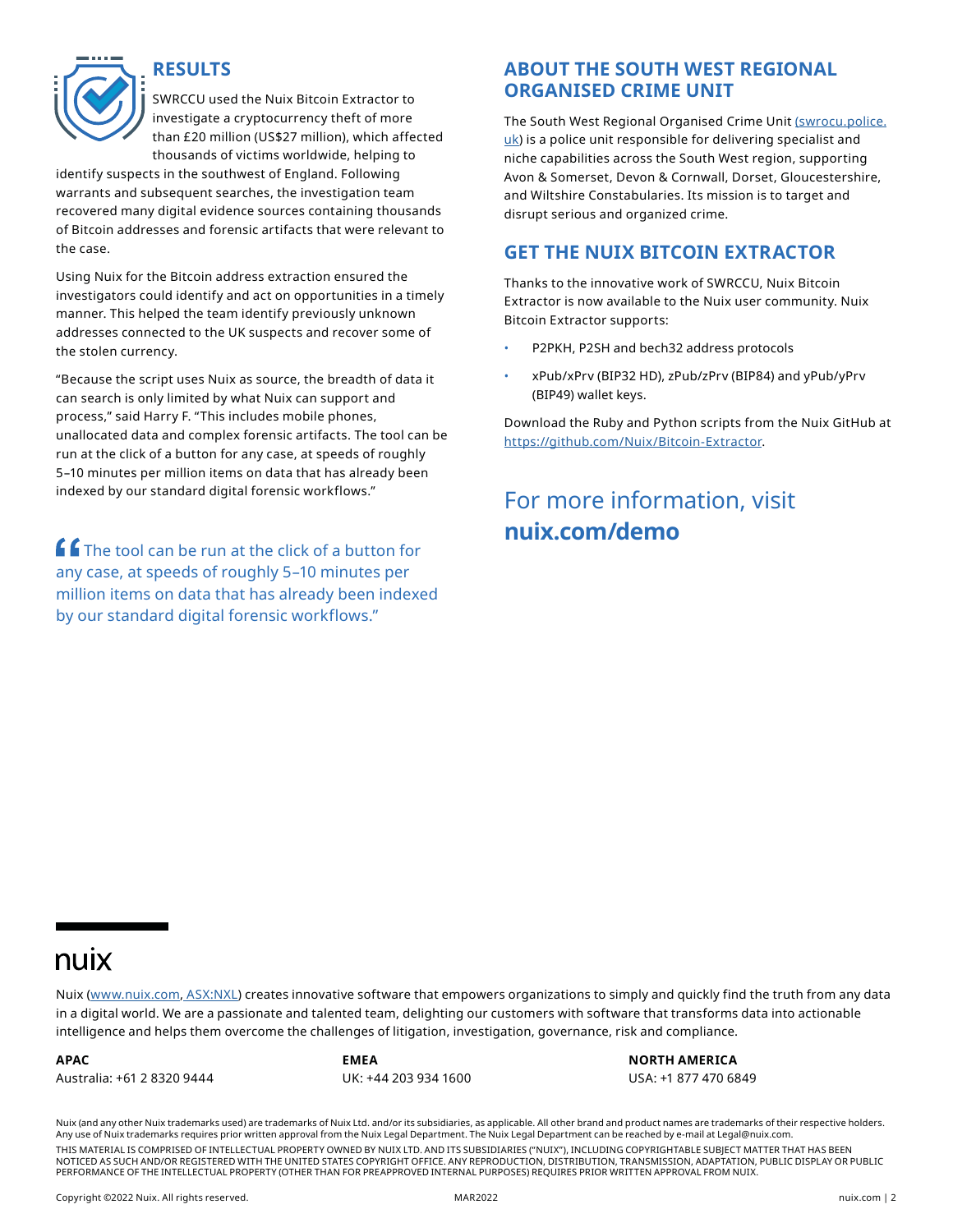## RESULTS

SWRCCU used the Nuix Bitcoin Extractor to investigate a cryptocurrency theft of more than £20 million (US$27 million), which affected thousands of victims worldwide, helping to identify suspects in the southwest of England. Following warrants and subsequent searches, the investigation team recovered many digital evidence sources containing thousands of Bitcoin addresses and forensic artifacts that were relevant to the case.

Using Nuix for the Bitcoin address extraction ensured the investigators could identify and act on opportunities in a timely manner. This helped the team identify previously unknown addresses connected to the UK suspects and recover some of the stolen currency.

"Because the script uses Nuix as source, the breadth of data it can search is only limited by what Nuix can support and process," said Harry F. "This includes mobile phones, unallocated data and complex forensic artifacts. The tool can be run at the click of a button for any case, at speeds of roughly 5–10 minutes per million items on data that has already been indexed by our standard digital forensic workflows."

> "The tool can be run at the click of a button for any case, at speeds of roughly 5–10 minutes per million items on data that has already been indexed by our standard digital forensic workflows."

## ABOUT THE SOUTH WEST REGIONAL ORGANISED CRIME UNIT

The South West Regional Organised Crime Unit (swrocu.police.uk) is a police unit responsible for delivering specialist and niche capabilities across the South West region, supporting Avon & Somerset, Devon & Cornwall, Dorset, Gloucestershire, and Wiltshire Constabularies. Its mission is to target and disrupt serious and organized crime.

## GET THE NUIX BITCOIN EXTRACTOR

Thanks to the innovative work of SWRCCU, Nuix Bitcoin Extractor is now available to the Nuix user community. Nuix Bitcoin Extractor supports:

- P2PKH, P2SH and bech32 address protocols
- xPub/xPrv (BIP32 HD), zPub/zPrv (BIP84) and yPub/yPrv (BIP49) wallet keys.

Download the Ruby and Python scripts from the Nuix GitHub at https://github.com/Nuix/Bitcoin-Extractor.

For more information, visit **nuix.com/demo**

nuix

Nuix (www.nuix.com, ASX:NXL) creates innovative software that empowers organizations to simply and quickly find the truth from any data in a digital world. We are a passionate and talented team, delighting our customers with software that transforms data into actionable intelligence and helps them overcome the challenges of litigation, investigation, governance, risk and compliance.

**APAC**
Australia: +61 2 8320 9444

**EMEA**
UK: +44 203 934 1600

**NORTH AMERICA**
USA: +1 877 470 6849

Nuix (and any other Nuix trademarks used) are trademarks of Nuix Ltd. and/or its subsidiaries, as applicable. All other brand and product names are trademarks of their respective holders. Any use of Nuix trademarks requires prior written approval from the Nuix Legal Department. The Nuix Legal Department can be reached by e-mail at Legal@nuix.com.

THIS MATERIAL IS COMPRISED OF INTELLECTUAL PROPERTY OWNED BY NUIX LTD. AND ITS SUBSIDIARIES ("NUIX"), INCLUDING COPYRIGHTABLE SUBJECT MATTER THAT HAS BEEN NOTICED AS SUCH AND/OR REGISTERED WITH THE UNITED STATES COPYRIGHT OFFICE. ANY REPRODUCTION, DISTRIBUTION, TRANSMISSION, ADAPTATION, PUBLIC DISPLAY OR PUBLIC PERFORMANCE OF THE INTELLECTUAL PROPERTY (OTHER THAN FOR PREAPPROVED INTERNAL PURPOSES) REQUIRES PRIOR WRITTEN APPROVAL FROM NUIX.

Copyright ©2022 Nuix. All rights reserved. MAR2022